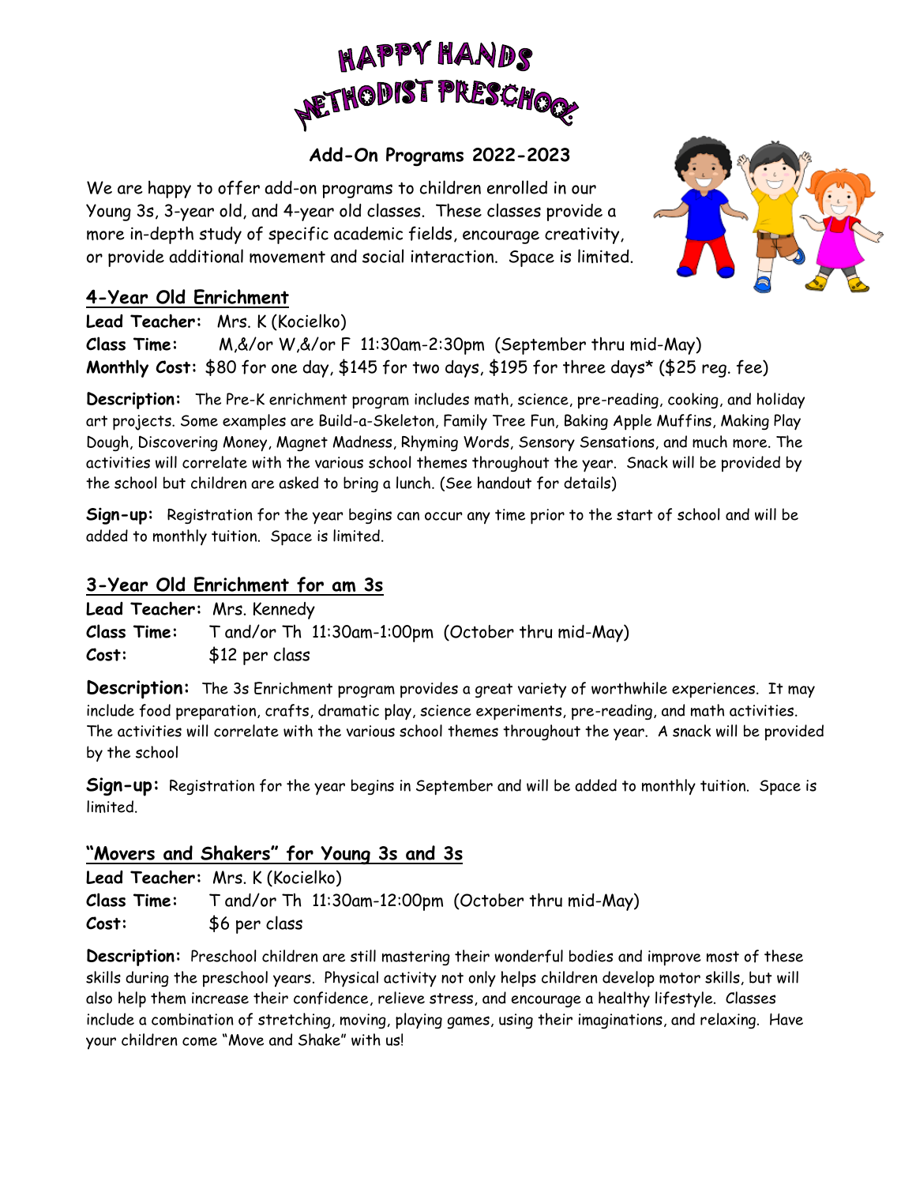# HAPPY HANDS METHODIST PRESCHOOL

## Add-On Programs 2022-2023

We are happy to offer add-on programs to children enrolled in our Young 3s, 3-year old, and 4-year old classes. These classes provide a more in-depth study of specific academic fields, encourage creativity, or provide additional movement and social interaction. Space is limited.

### 4-Year Old Enrichment

**Lead Teacher:** Mrs. K (Kocielko)
**Class Time:** M,&/or W,&/or F 11:30am-2:30pm (September thru mid-May)
**Monthly Cost:** $80 for one day, $145 for two days, $195 for three days* ($25 reg. fee)

**Description:** The Pre-K enrichment program includes math, science, pre-reading, cooking, and holiday art projects. Some examples are Build-a-Skeleton, Family Tree Fun, Baking Apple Muffins, Making Play Dough, Discovering Money, Magnet Madness, Rhyming Words, Sensory Sensations, and much more. The activities will correlate with the various school themes throughout the year. Snack will be provided by the school but children are asked to bring a lunch. (See handout for details)

**Sign-up:** Registration for the year begins can occur any time prior to the start of school and will be added to monthly tuition. Space is limited.

### 3-Year Old Enrichment for am 3s

**Lead Teacher:** Mrs. Kennedy
**Class Time:** T and/or Th 11:30am-1:00pm (October thru mid-May)
**Cost:** $12 per class

**Description:** The 3s Enrichment program provides a great variety of worthwhile experiences. It may include food preparation, crafts, dramatic play, science experiments, pre-reading, and math activities. The activities will correlate with the various school themes throughout the year. A snack will be provided by the school

**Sign-up:** Registration for the year begins in September and will be added to monthly tuition. Space is limited.

### "Movers and Shakers" for Young 3s and 3s

**Lead Teacher:** Mrs. K (Kocielko)
**Class Time:** T and/or Th 11:30am-12:00pm (October thru mid-May)
**Cost:** $6 per class

**Description:** Preschool children are still mastering their wonderful bodies and improve most of these skills during the preschool years. Physical activity not only helps children develop motor skills, but will also help them increase their confidence, relieve stress, and encourage a healthy lifestyle. Classes include a combination of stretching, moving, playing games, using their imaginations, and relaxing. Have your children come "Move and Shake" with us!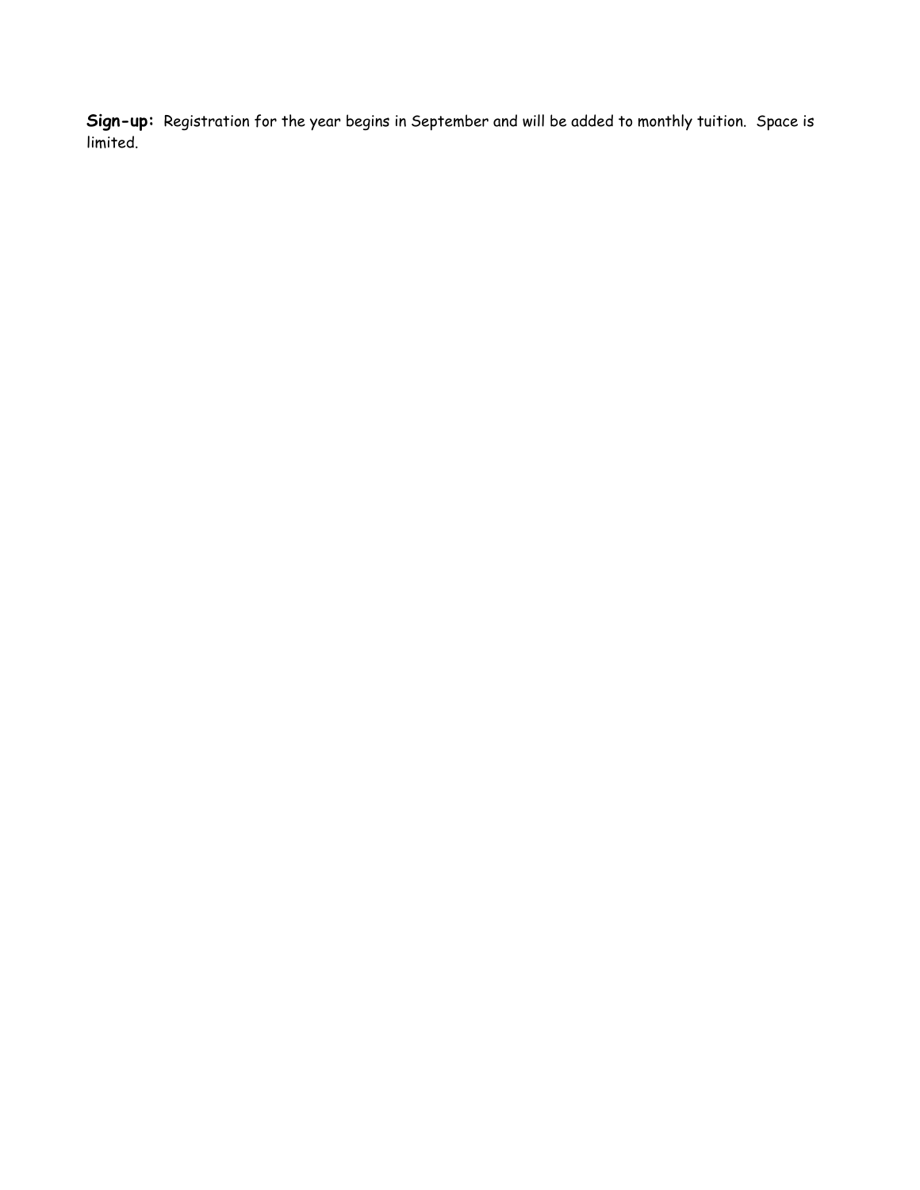**Sign-up:** Registration for the year begins in September and will be added to monthly tuition. Space is limited.